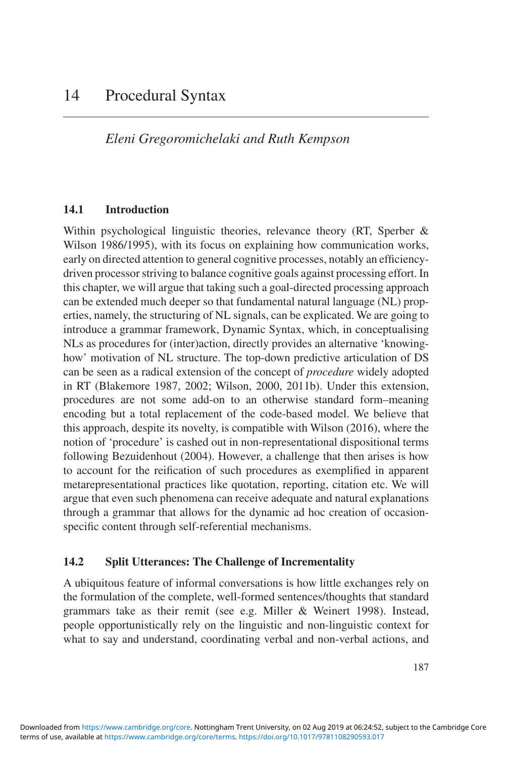# 14 Procedural Syntax

*Eleni Gregoromichelaki and Ruth Kempson*

## 14.1 Introduction

Within psychological linguistic theories, relevance theory (RT, Sperber & Wilson 1986/1995), with its focus on explaining how communication works, early on directed attention to general cognitive processes, notably an efficiency-driven processor striving to balance cognitive goals against processing effort. In this chapter, we will argue that taking such a goal-directed processing approach can be extended much deeper so that fundamental natural language (NL) properties, namely, the structuring of NL signals, can be explicated. We are going to introduce a grammar framework, Dynamic Syntax, which, in conceptualising NLs as procedures for (inter)action, directly provides an alternative 'knowing-how' motivation of NL structure. The top-down predictive articulation of DS can be seen as a radical extension of the concept of *procedure* widely adopted in RT (Blakemore 1987, 2002; Wilson, 2000, 2011b). Under this extension, procedures are not some add-on to an otherwise standard form–meaning encoding but a total replacement of the code-based model. We believe that this approach, despite its novelty, is compatible with Wilson (2016), where the notion of 'procedure' is cashed out in non-representational dispositional terms following Bezuidenhout (2004). However, a challenge that then arises is how to account for the reification of such procedures as exemplified in apparent metarepresentational practices like quotation, reporting, citation etc. We will argue that even such phenomena can receive adequate and natural explanations through a grammar that allows for the dynamic ad hoc creation of occasion-specific content through self-referential mechanisms.

## 14.2 Split Utterances: The Challenge of Incrementality

A ubiquitous feature of informal conversations is how little exchanges rely on the formulation of the complete, well-formed sentences/thoughts that standard grammars take as their remit (see e.g. Miller & Weinert 1998). Instead, people opportunistically rely on the linguistic and non-linguistic context for what to say and understand, coordinating verbal and non-verbal actions, and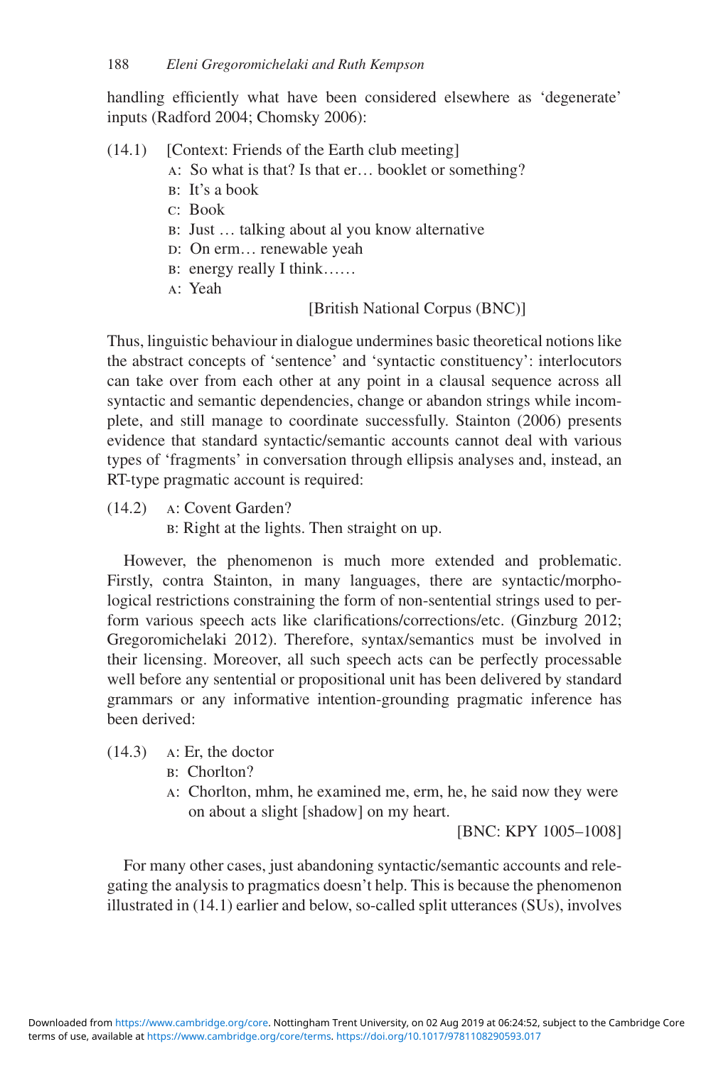handling efficiently what have been considered elsewhere as 'degenerate' inputs (Radford 2004; Chomsky 2006):

(14.1) [Context: Friends of the Earth club meeting]
 A: So what is that? Is that er… booklet or something?
 B: It's a book
 C: Book
 B: Just … talking about al you know alternative
 D: On erm… renewable yeah
 B: energy really I think……
 A: Yeah
 [British National Corpus (BNC)]

Thus, linguistic behaviour in dialogue undermines basic theoretical notions like the abstract concepts of 'sentence' and 'syntactic constituency': interlocutors can take over from each other at any point in a clausal sequence across all syntactic and semantic dependencies, change or abandon strings while incomplete, and still manage to coordinate successfully. Stainton (2006) presents evidence that standard syntactic/semantic accounts cannot deal with various types of 'fragments' in conversation through ellipsis analyses and, instead, an RT-type pragmatic account is required:

(14.2) A: Covent Garden?
 B: Right at the lights. Then straight on up.

However, the phenomenon is much more extended and problematic. Firstly, contra Stainton, in many languages, there are syntactic/morphological restrictions constraining the form of non-sentential strings used to perform various speech acts like clarifications/corrections/etc. (Ginzburg 2012; Gregoromichelaki 2012). Therefore, syntax/semantics must be involved in their licensing. Moreover, all such speech acts can be perfectly processable well before any sentential or propositional unit has been delivered by standard grammars or any informative intention-grounding pragmatic inference has been derived:

(14.3) A: Er, the doctor
 B: Chorlton?
 A: Chorlton, mhm, he examined me, erm, he, he said now they were on about a slight [shadow] on my heart.
 [BNC: KPY 1005–1008]

For many other cases, just abandoning syntactic/semantic accounts and relegating the analysis to pragmatics doesn't help. This is because the phenomenon illustrated in (14.1) earlier and below, so-called split utterances (SUs), involves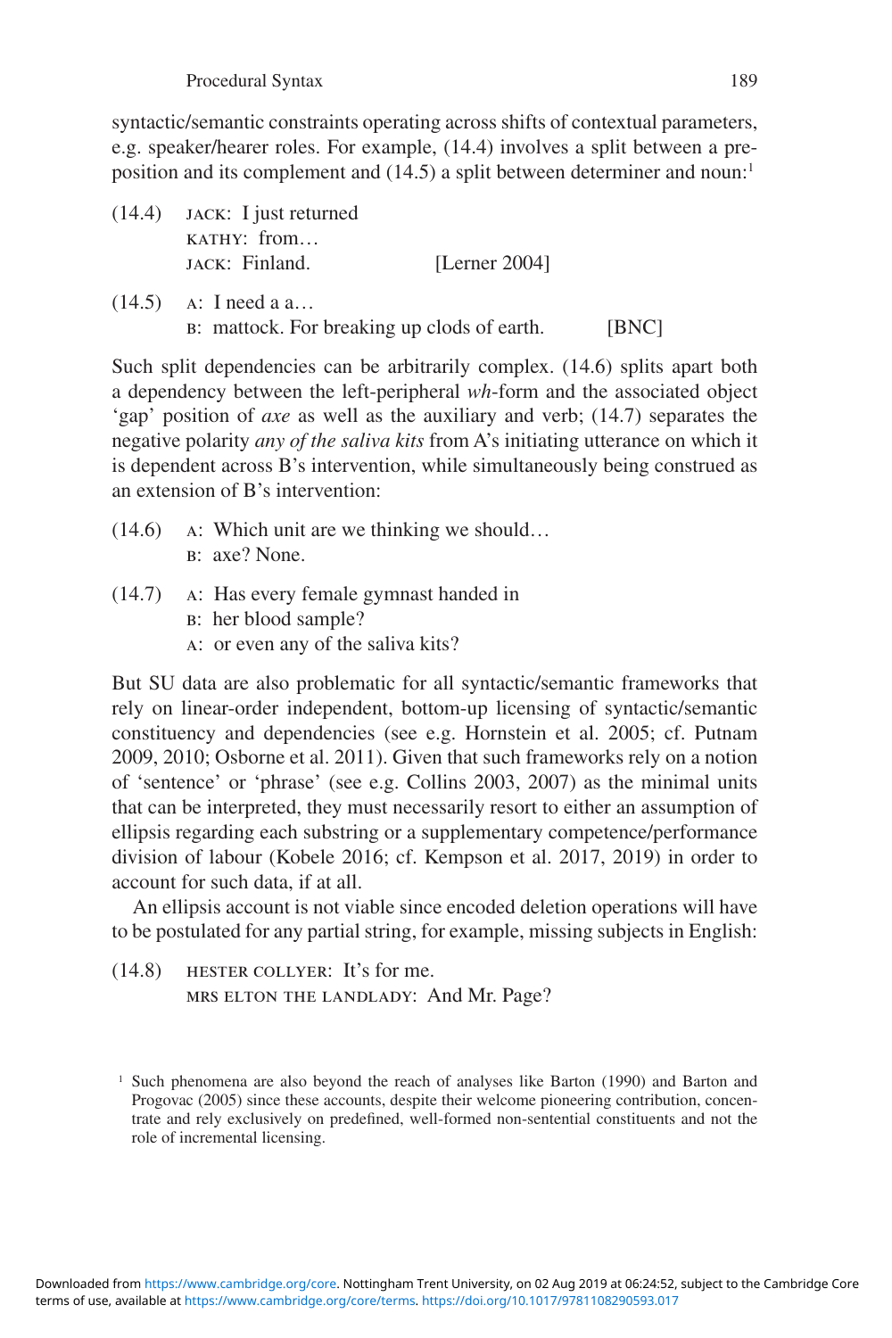syntactic/semantic constraints operating across shifts of contextual parameters, e.g. speaker/hearer roles. For example, (14.4) involves a split between a preposition and its complement and (14.5) a split between determiner and noun:[1]

(14.4) JACK: I just returned
KATHY: from…
JACK: Finland. [Lerner 2004]

(14.5) A: I need a a…
B: mattock. For breaking up clods of earth. [BNC]

Such split dependencies can be arbitrarily complex. (14.6) splits apart both a dependency between the left-peripheral *wh*-form and the associated object 'gap' position of *axe* as well as the auxiliary and verb; (14.7) separates the negative polarity *any of the saliva kits* from A's initiating utterance on which it is dependent across B's intervention, while simultaneously being construed as an extension of B's intervention:

(14.6) A: Which unit are we thinking we should…
B: axe? None.

(14.7) A: Has every female gymnast handed in
B: her blood sample?
A: or even any of the saliva kits?

But SU data are also problematic for all syntactic/semantic frameworks that rely on linear-order independent, bottom-up licensing of syntactic/semantic constituency and dependencies (see e.g. Hornstein et al. 2005; cf. Putnam 2009, 2010; Osborne et al. 2011). Given that such frameworks rely on a notion of 'sentence' or 'phrase' (see e.g. Collins 2003, 2007) as the minimal units that can be interpreted, they must necessarily resort to either an assumption of ellipsis regarding each substring or a supplementary competence/performance division of labour (Kobele 2016; cf. Kempson et al. 2017, 2019) in order to account for such data, if at all.

An ellipsis account is not viable since encoded deletion operations will have to be postulated for any partial string, for example, missing subjects in English:

(14.8) HESTER COLLYER: It's for me.
MRS ELTON THE LANDLADY: And Mr. Page?

[1] Such phenomena are also beyond the reach of analyses like Barton (1990) and Barton and Progovac (2005) since these accounts, despite their welcome pioneering contribution, concentrate and rely exclusively on predefined, well-formed non-sentential constituents and not the role of incremental licensing.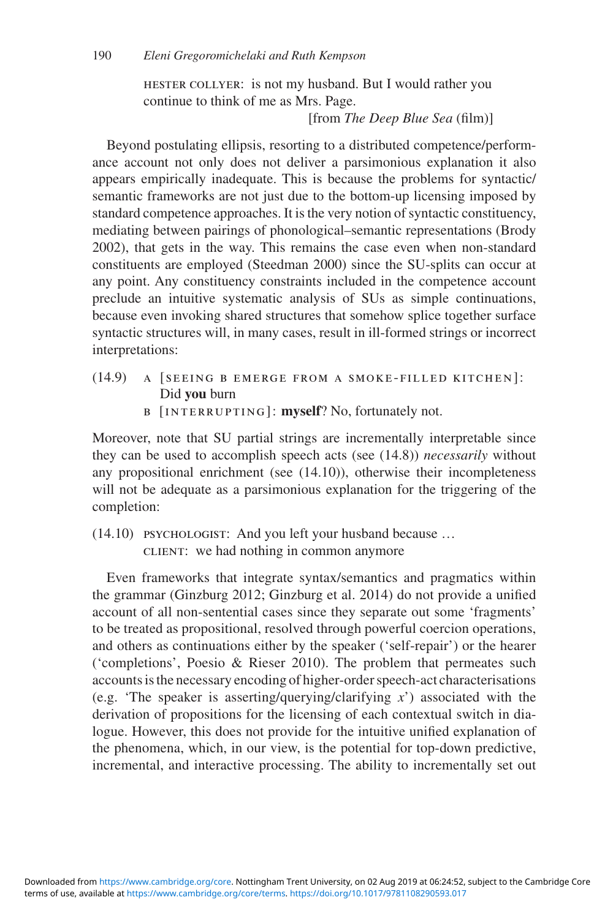HESTER COLLYER: is not my husband. But I would rather you continue to think of me as Mrs. Page.

[from *The Deep Blue Sea* (film)]

Beyond postulating ellipsis, resorting to a distributed competence/performance account not only does not deliver a parsimonious explanation it also appears empirically inadequate. This is because the problems for syntactic/semantic frameworks are not just due to the bottom-up licensing imposed by standard competence approaches. It is the very notion of syntactic constituency, mediating between pairings of phonological–semantic representations (Brody 2002), that gets in the way. This remains the case even when non-standard constituents are employed (Steedman 2000) since the SU-splits can occur at any point. Any constituency constraints included in the competence account preclude an intuitive systematic analysis of SUs as simple continuations, because even invoking shared structures that somehow splice together surface syntactic structures will, in many cases, result in ill-formed strings or incorrect interpretations:

(14.9) A [SEEING B EMERGE FROM A SMOKE-FILLED KITCHEN]: Did **you** burn
B [INTERRUPTING]: **myself**? No, fortunately not.

Moreover, note that SU partial strings are incrementally interpretable since they can be used to accomplish speech acts (see (14.8)) *necessarily* without any propositional enrichment (see (14.10)), otherwise their incompleteness will not be adequate as a parsimonious explanation for the triggering of the completion:

(14.10) PSYCHOLOGIST: And you left your husband because …
CLIENT: we had nothing in common anymore

Even frameworks that integrate syntax/semantics and pragmatics within the grammar (Ginzburg 2012; Ginzburg et al. 2014) do not provide a unified account of all non-sentential cases since they separate out some 'fragments' to be treated as propositional, resolved through powerful coercion operations, and others as continuations either by the speaker ('self-repair') or the hearer ('completions', Poesio & Rieser 2010). The problem that permeates such accounts is the necessary encoding of higher-order speech-act characterisations (e.g. 'The speaker is asserting/querying/clarifying *x*') associated with the derivation of propositions for the licensing of each contextual switch in dialogue. However, this does not provide for the intuitive unified explanation of the phenomena, which, in our view, is the potential for top-down predictive, incremental, and interactive processing. The ability to incrementally set out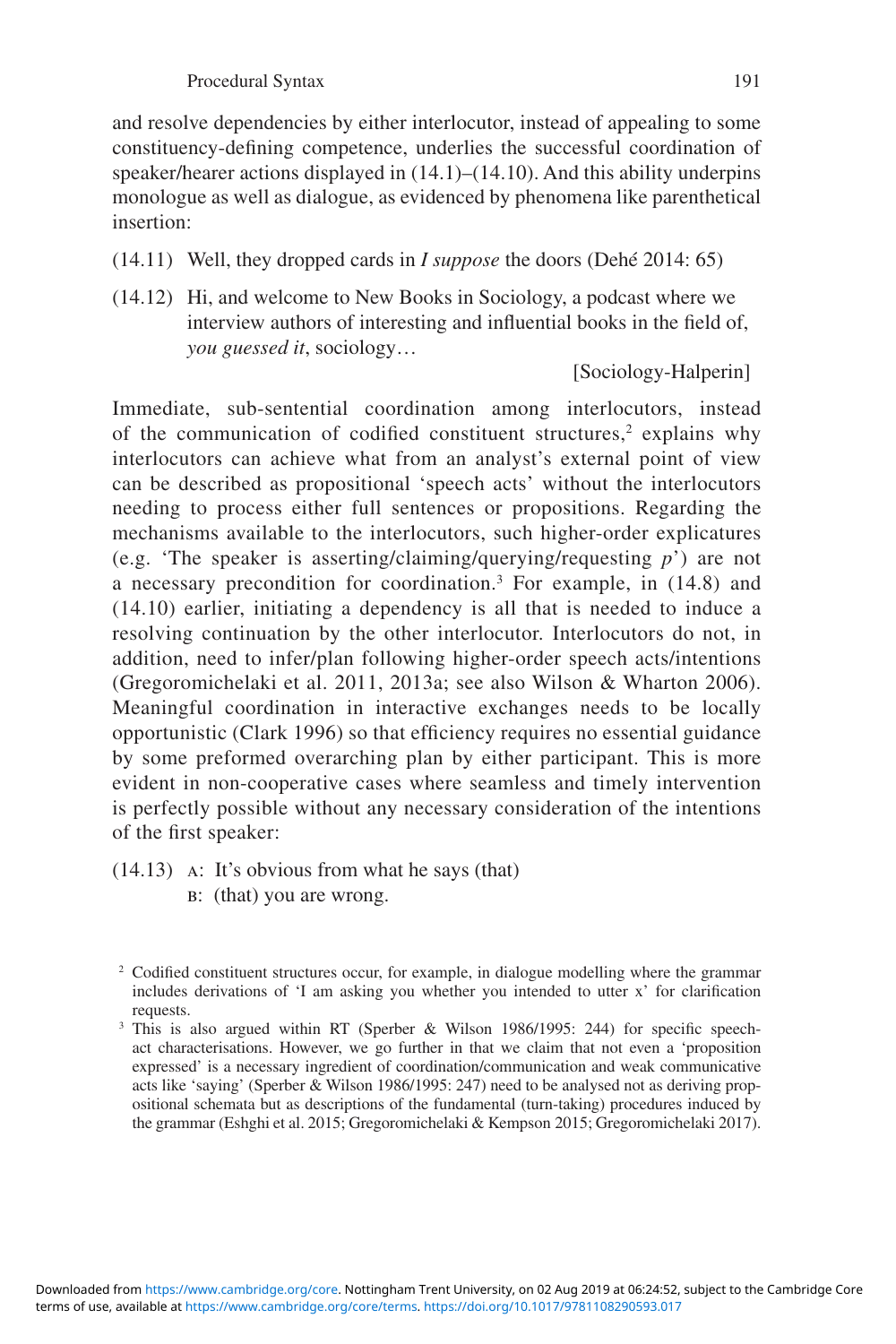and resolve dependencies by either interlocutor, instead of appealing to some constituency-defining competence, underlies the successful coordination of speaker/hearer actions displayed in (14.1)–(14.10). And this ability underpins monologue as well as dialogue, as evidenced by phenomena like parenthetical insertion:

(14.11) Well, they dropped cards in *I suppose* the doors (Dehé 2014: 65)

(14.12) Hi, and welcome to New Books in Sociology, a podcast where we interview authors of interesting and influential books in the field of, *you guessed it*, sociology…

[Sociology-Halperin]

Immediate, sub-sentential coordination among interlocutors, instead of the communication of codified constituent structures,[2] explains why interlocutors can achieve what from an analyst's external point of view can be described as propositional 'speech acts' without the interlocutors needing to process either full sentences or propositions. Regarding the mechanisms available to the interlocutors, such higher-order explicatures (e.g. 'The speaker is asserting/claiming/querying/requesting *p*') are not a necessary precondition for coordination.[3] For example, in (14.8) and (14.10) earlier, initiating a dependency is all that is needed to induce a resolving continuation by the other interlocutor. Interlocutors do not, in addition, need to infer/plan following higher-order speech acts/intentions (Gregoromichelaki et al. 2011, 2013a; see also Wilson & Wharton 2006). Meaningful coordination in interactive exchanges needs to be locally opportunistic (Clark 1996) so that efficiency requires no essential guidance by some preformed overarching plan by either participant. This is more evident in non-cooperative cases where seamless and timely intervention is perfectly possible without any necessary consideration of the intentions of the first speaker:

(14.13) A: It's obvious from what he says (that)
B: (that) you are wrong.

[2] Codified constituent structures occur, for example, in dialogue modelling where the grammar includes derivations of 'I am asking you whether you intended to utter x' for clarification requests.

[3] This is also argued within RT (Sperber & Wilson 1986/1995: 244) for specific speech-act characterisations. However, we go further in that we claim that not even a 'proposition expressed' is a necessary ingredient of coordination/communication and weak communicative acts like 'saying' (Sperber & Wilson 1986/1995: 247) need to be analysed not as deriving propositional schemata but as descriptions of the fundamental (turn-taking) procedures induced by the grammar (Eshghi et al. 2015; Gregoromichelaki & Kempson 2015; Gregoromichelaki 2017).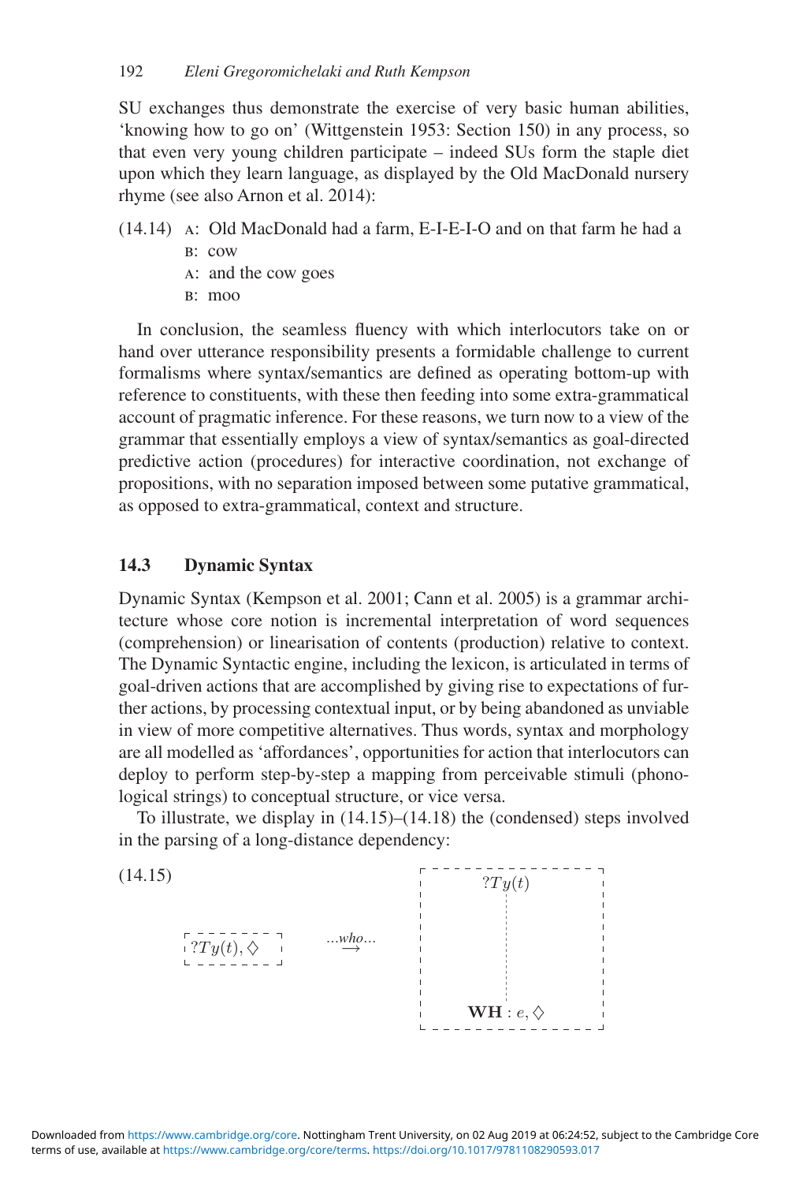SU exchanges thus demonstrate the exercise of very basic human abilities, 'knowing how to go on' (Wittgenstein 1953: Section 150) in any process, so that even very young children participate – indeed SUs form the staple diet upon which they learn language, as displayed by the Old MacDonald nursery rhyme (see also Arnon et al. 2014):

(14.14) A: Old MacDonald had a farm, E-I-E-I-O and on that farm he had a
B: cow
A: and the cow goes
B: moo

In conclusion, the seamless fluency with which interlocutors take on or hand over utterance responsibility presents a formidable challenge to current formalisms where syntax/semantics are defined as operating bottom-up with reference to constituents, with these then feeding into some extra-grammatical account of pragmatic inference. For these reasons, we turn now to a view of the grammar that essentially employs a view of syntax/semantics as goal-directed predictive action (procedures) for interactive coordination, not exchange of propositions, with no separation imposed between some putative grammatical, as opposed to extra-grammatical, context and structure.

## 14.3 Dynamic Syntax

Dynamic Syntax (Kempson et al. 2001; Cann et al. 2005) is a grammar architecture whose core notion is incremental interpretation of word sequences (comprehension) or linearisation of contents (production) relative to context. The Dynamic Syntactic engine, including the lexicon, is articulated in terms of goal-driven actions that are accomplished by giving rise to expectations of further actions, by processing contextual input, or by being abandoned as unviable in view of more competitive alternatives. Thus words, syntax and morphology are all modelled as 'affordances', opportunities for action that interlocutors can deploy to perform step-by-step a mapping from perceivable stimuli (phonological strings) to conceptual structure, or vice versa.

To illustrate, we display in (14.15)–(14.18) the (condensed) steps involved in the parsing of a long-distance dependency:

(14.15)

$?Ty(t), \diamond$ $\xrightarrow{...who...}$

$?Ty(t)$

$\mathbf{WH} : e, \diamond$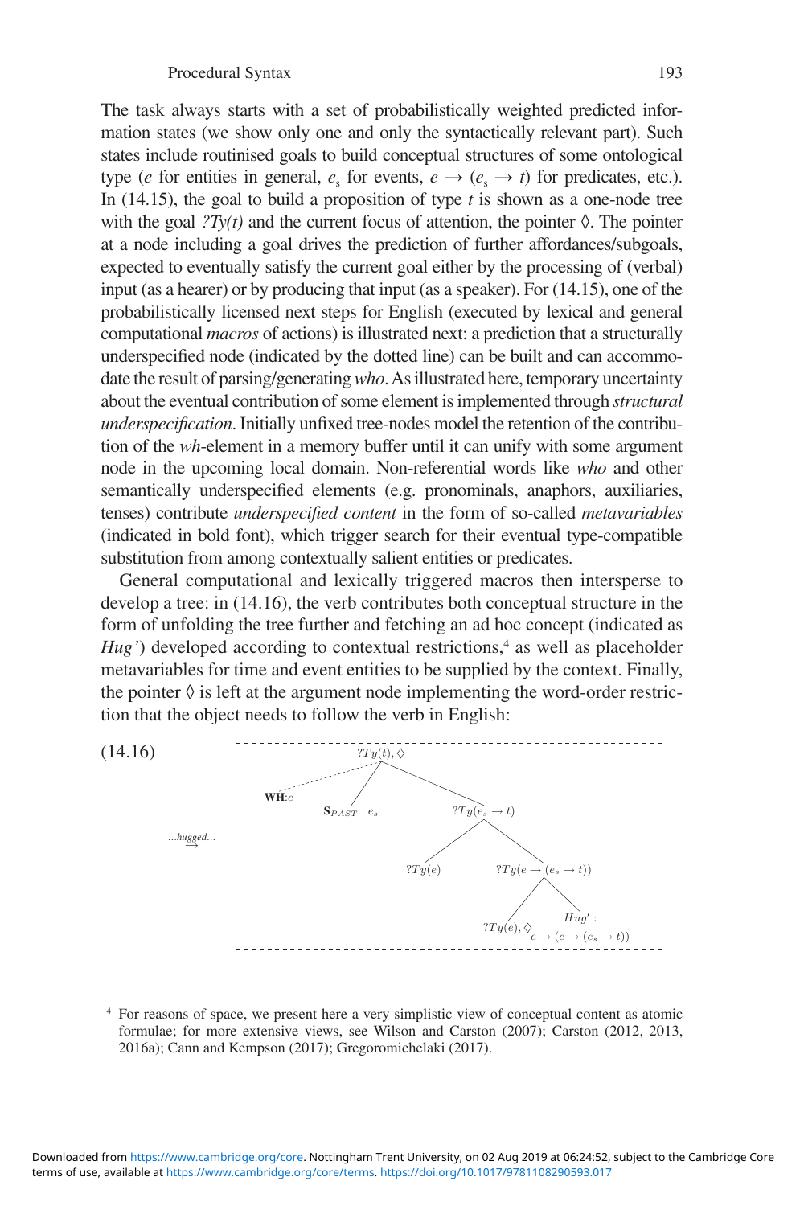The task always starts with a set of probabilistically weighted predicted information states (we show only one and only the syntactically relevant part). Such states include routinised goals to build conceptual structures of some ontological type ($e$ for entities in general, $e_s$ for events, $e \rightarrow (e_s \rightarrow t)$ for predicates, etc.). In (14.15), the goal to build a proposition of type $t$ is shown as a one-node tree with the goal $?Ty(t)$ and the current focus of attention, the pointer $\Diamond$. The pointer at a node including a goal drives the prediction of further affordances/subgoals, expected to eventually satisfy the current goal either by the processing of (verbal) input (as a hearer) or by producing that input (as a speaker). For (14.15), one of the probabilistically licensed next steps for English (executed by lexical and general computational *macros* of actions) is illustrated next: a prediction that a structurally underspecified node (indicated by the dotted line) can be built and can accommodate the result of parsing/generating *who*. As illustrated here, temporary uncertainty about the eventual contribution of some element is implemented through *structural underspecification*. Initially unfixed tree-nodes model the retention of the contribution of the *wh*-element in a memory buffer until it can unify with some argument node in the upcoming local domain. Non-referential words like *who* and other semantically underspecified elements (e.g. pronominals, anaphors, auxiliaries, tenses) contribute *underspecified content* in the form of so-called *metavariables* (indicated in bold font), which trigger search for their eventual type-compatible substitution from among contextually salient entities or predicates.

General computational and lexically triggered macros then intersperse to develop a tree: in (14.16), the verb contributes both conceptual structure in the form of unfolding the tree further and fetching an ad hoc concept (indicated as *Hug'*) developed according to contextual restrictions,[4] as well as placeholder metavariables for time and event entities to be supplied by the context. Finally, the pointer $\Diamond$ is left at the argument node implementing the word-order restriction that the object needs to follow the verb in English:

(14.16)

*...hugged...* $\rightarrow$

$?Ty(t), \Diamond$

$\mathbf{WH} : e$

$\mathbf{S}_{PAST} : e_s$

$?Ty(e_s \rightarrow t)$

$?Ty(e)$

$?Ty(e \rightarrow (e_s \rightarrow t))$

$?Ty(e), \Diamond$

$Hug' : e \rightarrow (e \rightarrow (e_s \rightarrow t))$

[4] For reasons of space, we present here a very simplistic view of conceptual content as atomic formulae; for more extensive views, see Wilson and Carston (2007); Carston (2012, 2013, 2016a); Cann and Kempson (2017); Gregoromichelaki (2017).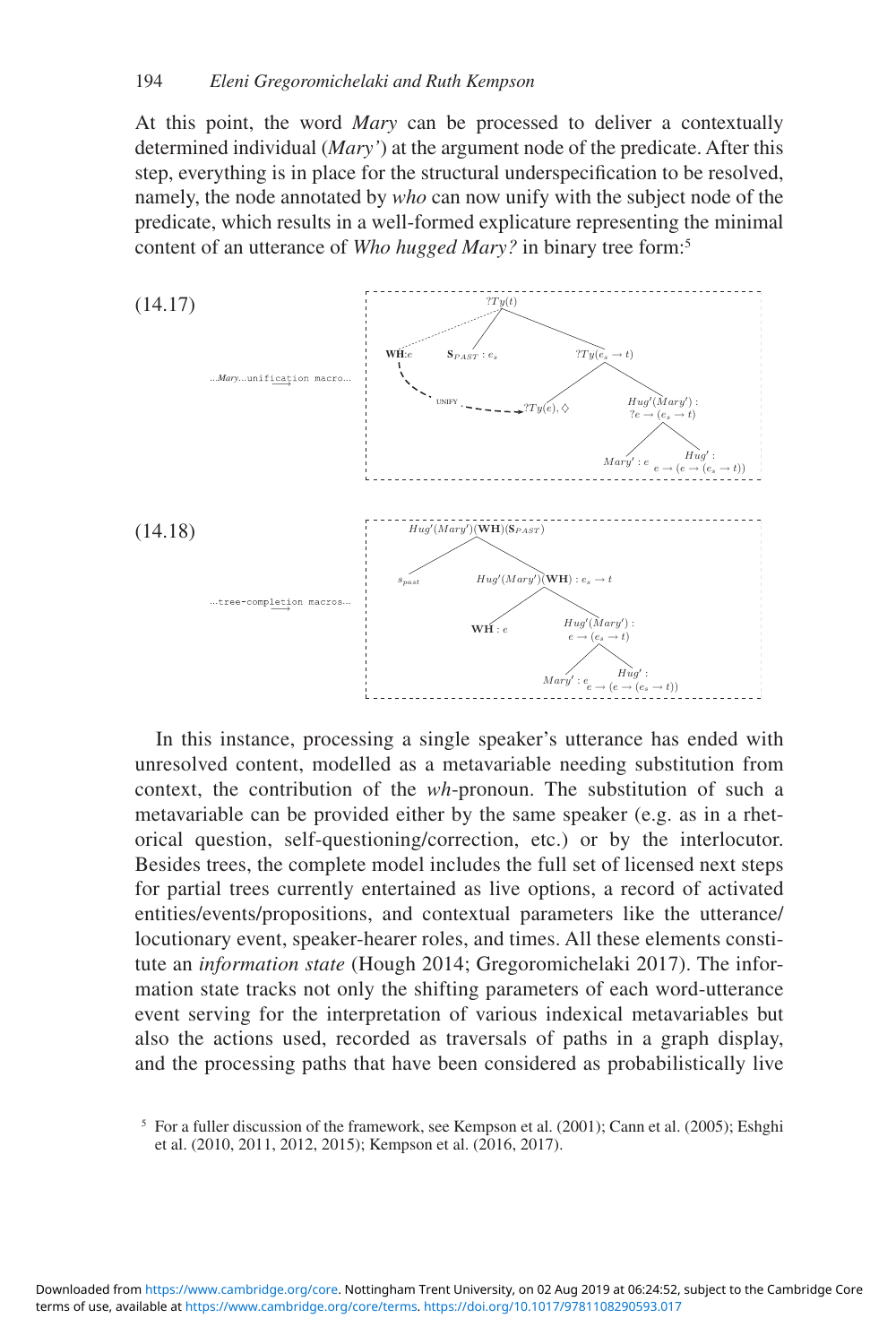At this point, the word *Mary* can be processed to deliver a contextually determined individual (*Mary'*) at the argument node of the predicate. After this step, everything is in place for the structural underspecification to be resolved, namely, the node annotated by *who* can now unify with the subject node of the predicate, which results in a well-formed explicature representing the minimal content of an utterance of *Who hugged Mary?* in binary tree form:[5]

(14.17)

...*Mary*...unification macro...

$?Ty(t)$

$\mathbf{WH}:e$ $\quad \mathbf{S}_{PAST}:e_s$ $\quad ?Ty(e_s \rightarrow t)$

UNIFY $\quad ?Ty(e), \diamondsuit$ $\quad Hug'(Mary'): ?e \rightarrow (e_s \rightarrow t)$

$Mary':e$ $\quad Hug': e \rightarrow (e \rightarrow (e_s \rightarrow t))$

(14.18)

...tree-completion macros...

$Hug'(Mary')(\mathbf{WH})(\mathbf{S}_{PAST})$

$s_{past}$ $\quad Hug'(Mary')(\mathbf{WH}): e_s \rightarrow t$

$\mathbf{WH}:e$ $\quad Hug'(Mary'): e \rightarrow (e_s \rightarrow t)$

$Mary':e$ $\quad Hug': e \rightarrow (e \rightarrow (e_s \rightarrow t))$

In this instance, processing a single speaker's utterance has ended with unresolved content, modelled as a metavariable needing substitution from context, the contribution of the *wh*-pronoun. The substitution of such a metavariable can be provided either by the same speaker (e.g. as in a rhetorical question, self-questioning/correction, etc.) or by the interlocutor. Besides trees, the complete model includes the full set of licensed next steps for partial trees currently entertained as live options, a record of activated entities/events/propositions, and contextual parameters like the utterance/locutionary event, speaker-hearer roles, and times. All these elements constitute an *information state* (Hough 2014; Gregoromichelaki 2017). The information state tracks not only the shifting parameters of each word-utterance event serving for the interpretation of various indexical metavariables but also the actions used, recorded as traversals of paths in a graph display, and the processing paths that have been considered as probabilistically live

[5] For a fuller discussion of the framework, see Kempson et al. (2001); Cann et al. (2005); Eshghi et al. (2010, 2011, 2012, 2015); Kempson et al. (2016, 2017).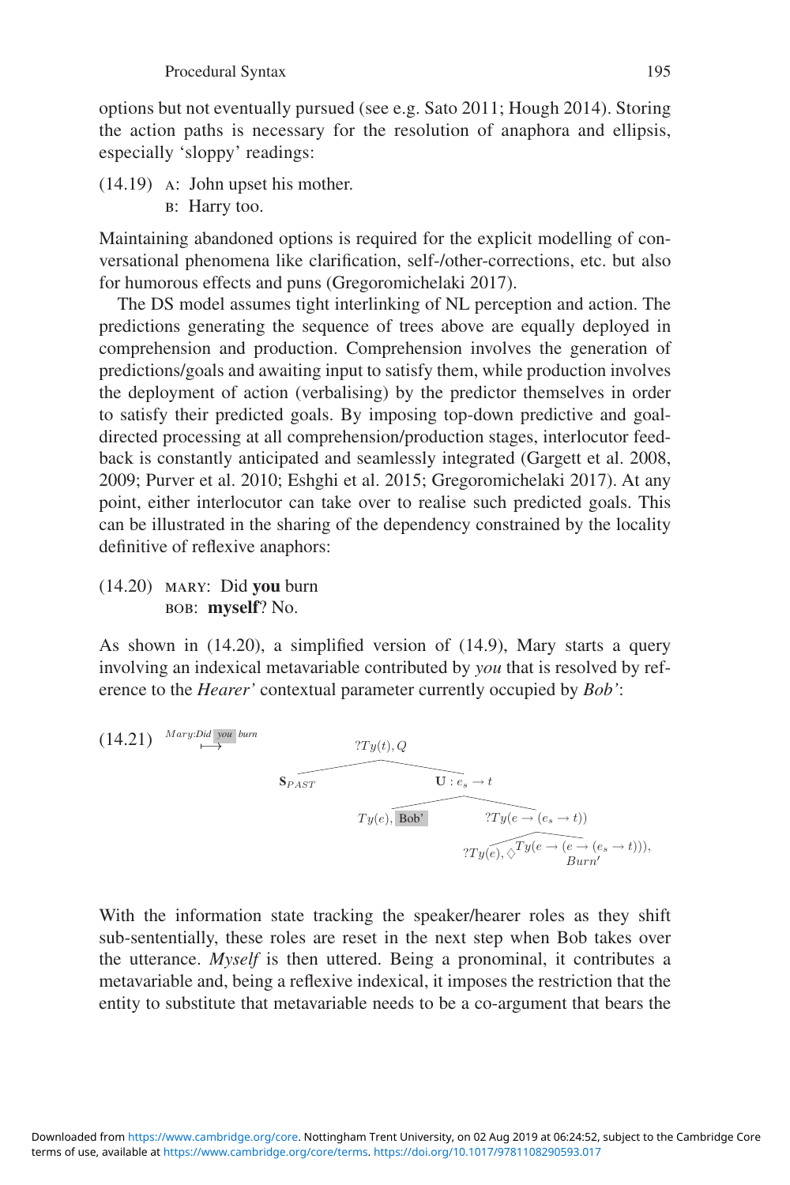options but not eventually pursued (see e.g. Sato 2011; Hough 2014). Storing the action paths is necessary for the resolution of anaphora and ellipsis, especially 'sloppy' readings:

(14.19) A: John upset his mother.
B: Harry too.

Maintaining abandoned options is required for the explicit modelling of conversational phenomena like clarification, self-/other-corrections, etc. but also for humorous effects and puns (Gregoromichelaki 2017).

The DS model assumes tight interlinking of NL perception and action. The predictions generating the sequence of trees above are equally deployed in comprehension and production. Comprehension involves the generation of predictions/goals and awaiting input to satisfy them, while production involves the deployment of action (verbalising) by the predictor themselves in order to satisfy their predicted goals. By imposing top-down predictive and goal-directed processing at all comprehension/production stages, interlocutor feedback is constantly anticipated and seamlessly integrated (Gargett et al. 2008, 2009; Purver et al. 2010; Eshghi et al. 2015; Gregoromichelaki 2017). At any point, either interlocutor can take over to realise such predicted goals. This can be illustrated in the sharing of the dependency constrained by the locality definitive of reflexive anaphors:

(14.20) MARY: Did **you** burn
BOB: **myself**? No.

As shown in (14.20), a simplified version of (14.9), Mary starts a query involving an indexical metavariable contributed by *you* that is resolved by reference to the *Hearer'* contextual parameter currently occupied by *Bob'*:

(14.21) $\overset{Mary: Did\ you\ burn}{\longmapsto}$

$?Ty(t), Q$
- $\mathbf{S}_{PAST}$
- $\mathbf{U} : e_s \rightarrow t$
  - $Ty(e)$, Bob'
  - $?Ty(e \rightarrow (e_s \rightarrow t))$
    - $?Ty(e), \diamondsuit$
    - $Ty(e \rightarrow (e \rightarrow (e_s \rightarrow t)))$, $Burn'$

With the information state tracking the speaker/hearer roles as they shift sub-sententially, these roles are reset in the next step when Bob takes over the utterance. *Myself* is then uttered. Being a pronominal, it contributes a metavariable and, being a reflexive indexical, it imposes the restriction that the entity to substitute that metavariable needs to be a co-argument that bears the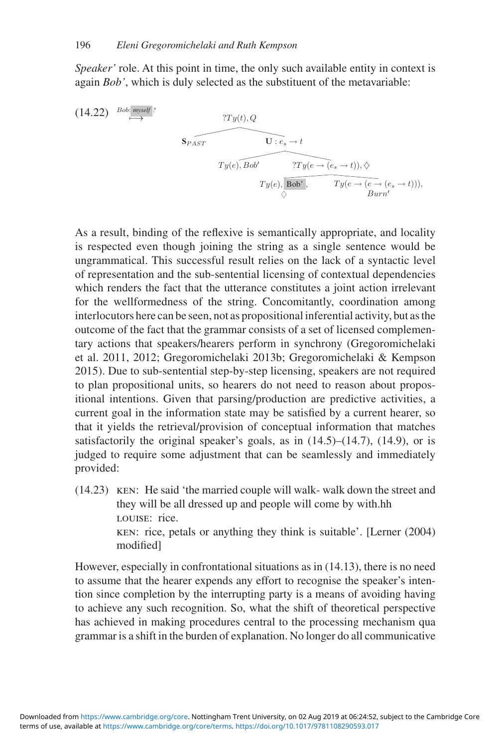*Speaker'* role. At this point in time, the only such available entity in context is again *Bob'*, which is duly selected as the substituent of the metavariable:

(14.22) $\overset{Bob: \text{ myself } ?}{\longmapsto}$

$?Ty(t), Q$

$\mathbf{S}_{PAST}$ $\quad$ $\mathbf{U} : e_s \rightarrow t$

$Ty(e), Bob'$ $\quad$ $?Ty(e \rightarrow (e_s \rightarrow t)), \diamondsuit$

$Ty(e)$, Bob', $\diamondsuit$ $\quad$ $Ty(e \rightarrow (e \rightarrow (e_s \rightarrow t)))$, $Burn'$

As a result, binding of the reflexive is semantically appropriate, and locality is respected even though joining the string as a single sentence would be ungrammatical. This successful result relies on the lack of a syntactic level of representation and the sub-sentential licensing of contextual dependencies which renders the fact that the utterance constitutes a joint action irrelevant for the wellformedness of the string. Concomitantly, coordination among interlocutors here can be seen, not as propositional inferential activity, but as the outcome of the fact that the grammar consists of a set of licensed complementary actions that speakers/hearers perform in synchrony (Gregoromichelaki et al. 2011, 2012; Gregoromichelaki 2013b; Gregoromichelaki & Kempson 2015). Due to sub-sentential step-by-step licensing, speakers are not required to plan propositional units, so hearers do not need to reason about propositional intentions. Given that parsing/production are predictive activities, a current goal in the information state may be satisfied by a current hearer, so that it yields the retrieval/provision of conceptual information that matches satisfactorily the original speaker's goals, as in (14.5)–(14.7), (14.9), or is judged to require some adjustment that can be seamlessly and immediately provided:

(14.23) KEN: He said 'the married couple will walk- walk down the street and they will be all dressed up and people will come by with.hh
LOUISE: rice.
KEN: rice, petals or anything they think is suitable'. [Lerner (2004) modified]

However, especially in confrontational situations as in (14.13), there is no need to assume that the hearer expends any effort to recognise the speaker's intention since completion by the interrupting party is a means of avoiding having to achieve any such recognition. So, what the shift of theoretical perspective has achieved in making procedures central to the processing mechanism qua grammar is a shift in the burden of explanation. No longer do all communicative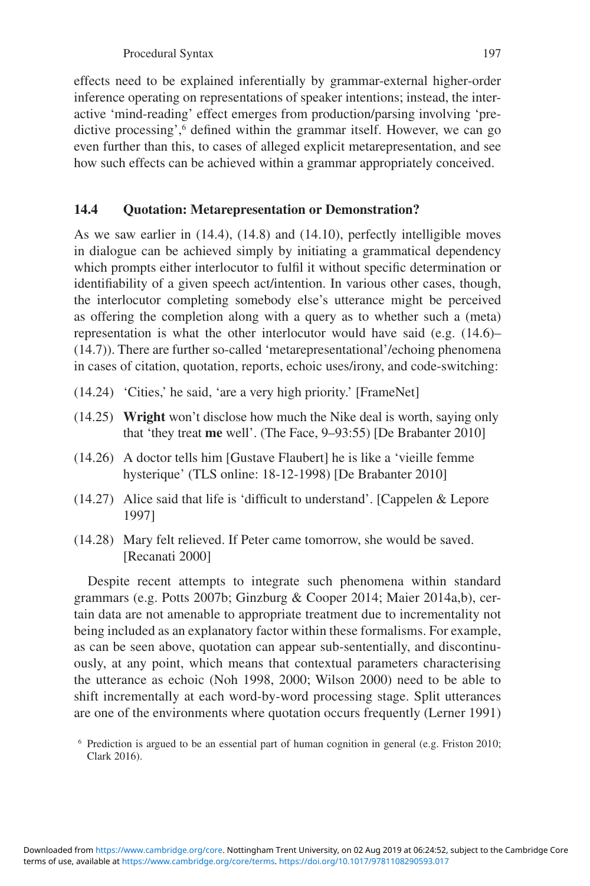effects need to be explained inferentially by grammar-external higher-order inference operating on representations of speaker intentions; instead, the interactive 'mind-reading' effect emerges from production/parsing involving 'predictive processing',[6] defined within the grammar itself. However, we can go even further than this, to cases of alleged explicit metarepresentation, and see how such effects can be achieved within a grammar appropriately conceived.

## 14.4 Quotation: Metarepresentation or Demonstration?

As we saw earlier in (14.4), (14.8) and (14.10), perfectly intelligible moves in dialogue can be achieved simply by initiating a grammatical dependency which prompts either interlocutor to fulfil it without specific determination or identifiability of a given speech act/intention. In various other cases, though, the interlocutor completing somebody else's utterance might be perceived as offering the completion along with a query as to whether such a (meta) representation is what the other interlocutor would have said (e.g. (14.6)–(14.7)). There are further so-called 'metarepresentational'/echoing phenomena in cases of citation, quotation, reports, echoic uses/irony, and code-switching:

(14.24) 'Cities,' he said, 'are a very high priority.' [FrameNet]

(14.25) **Wright** won't disclose how much the Nike deal is worth, saying only that 'they treat **me** well'. (The Face, 9–93:55) [De Brabanter 2010]

(14.26) A doctor tells him [Gustave Flaubert] he is like a 'vieille femme hysterique' (TLS online: 18-12-1998) [De Brabanter 2010]

(14.27) Alice said that life is 'difficult to understand'. [Cappelen & Lepore 1997]

(14.28) Mary felt relieved. If Peter came tomorrow, she would be saved. [Recanati 2000]

Despite recent attempts to integrate such phenomena within standard grammars (e.g. Potts 2007b; Ginzburg & Cooper 2014; Maier 2014a,b), certain data are not amenable to appropriate treatment due to incrementality not being included as an explanatory factor within these formalisms. For example, as can be seen above, quotation can appear sub-sententially, and discontinuously, at any point, which means that contextual parameters characterising the utterance as echoic (Noh 1998, 2000; Wilson 2000) need to be able to shift incrementally at each word-by-word processing stage. Split utterances are one of the environments where quotation occurs frequently (Lerner 1991)

[6] Prediction is argued to be an essential part of human cognition in general (e.g. Friston 2010; Clark 2016).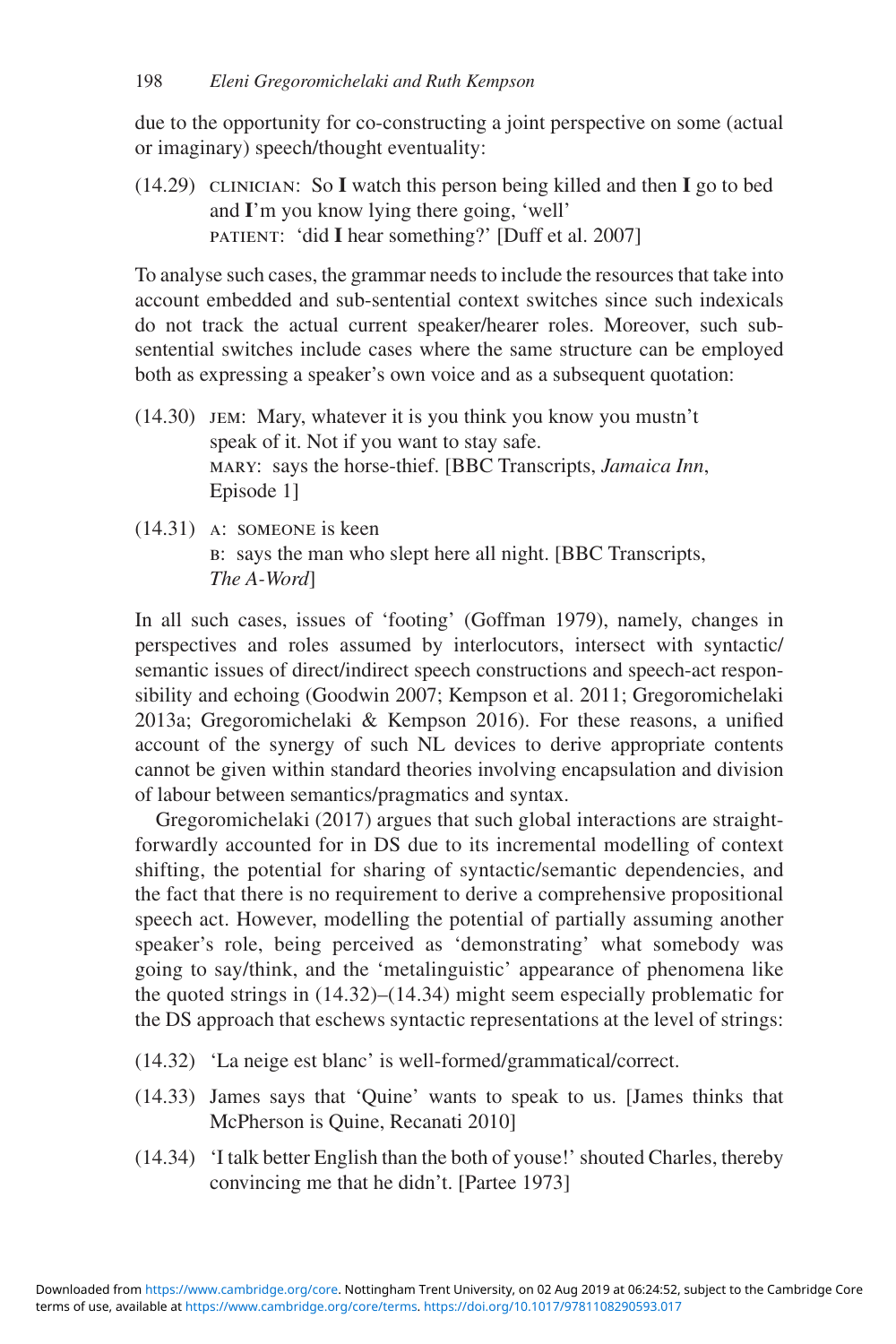due to the opportunity for co-constructing a joint perspective on some (actual or imaginary) speech/thought eventuality:

(14.29) CLINICIAN: So **I** watch this person being killed and then **I** go to bed and **I**'m you know lying there going, 'well'
PATIENT: 'did **I** hear something?' [Duff et al. 2007]

To analyse such cases, the grammar needs to include the resources that take into account embedded and sub-sentential context switches since such indexicals do not track the actual current speaker/hearer roles. Moreover, such sub-sentential switches include cases where the same structure can be employed both as expressing a speaker's own voice and as a subsequent quotation:

(14.30) JEM: Mary, whatever it is you think you know you mustn't speak of it. Not if you want to stay safe.
MARY: says the horse-thief. [BBC Transcripts, *Jamaica Inn*, Episode 1]

(14.31) A: SOMEONE is keen
B: says the man who slept here all night. [BBC Transcripts, *The A-Word*]

In all such cases, issues of 'footing' (Goffman 1979), namely, changes in perspectives and roles assumed by interlocutors, intersect with syntactic/semantic issues of direct/indirect speech constructions and speech-act responsibility and echoing (Goodwin 2007; Kempson et al. 2011; Gregoromichelaki 2013a; Gregoromichelaki & Kempson 2016). For these reasons, a unified account of the synergy of such NL devices to derive appropriate contents cannot be given within standard theories involving encapsulation and division of labour between semantics/pragmatics and syntax.

Gregoromichelaki (2017) argues that such global interactions are straightforwardly accounted for in DS due to its incremental modelling of context shifting, the potential for sharing of syntactic/semantic dependencies, and the fact that there is no requirement to derive a comprehensive propositional speech act. However, modelling the potential of partially assuming another speaker's role, being perceived as 'demonstrating' what somebody was going to say/think, and the 'metalinguistic' appearance of phenomena like the quoted strings in (14.32)–(14.34) might seem especially problematic for the DS approach that eschews syntactic representations at the level of strings:

(14.32) 'La neige est blanc' is well-formed/grammatical/correct.

(14.33) James says that 'Quine' wants to speak to us. [James thinks that McPherson is Quine, Recanati 2010]

(14.34) 'I talk better English than the both of youse!' shouted Charles, thereby convincing me that he didn't. [Partee 1973]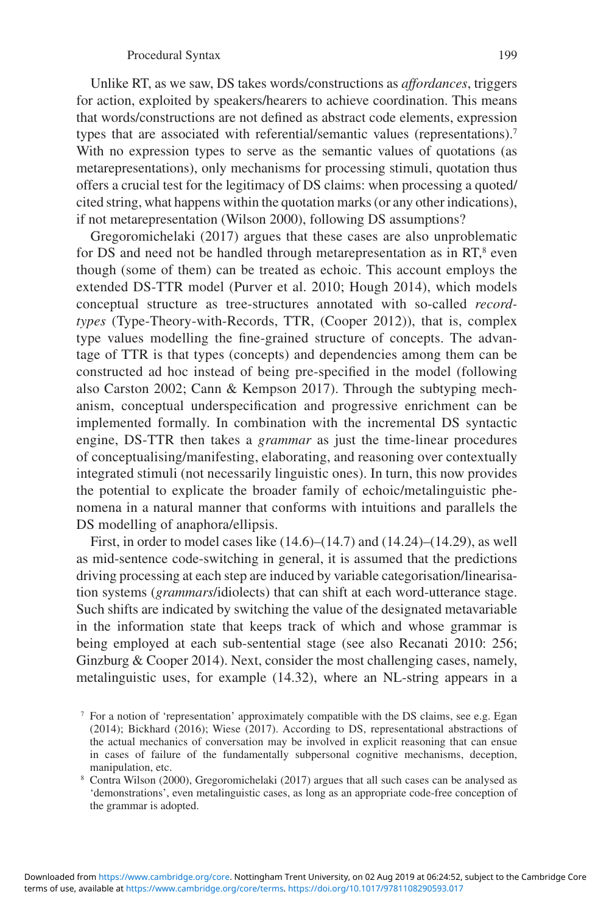Unlike RT, as we saw, DS takes words/constructions as *affordances*, triggers for action, exploited by speakers/hearers to achieve coordination. This means that words/constructions are not defined as abstract code elements, expression types that are associated with referential/semantic values (representations).[7] With no expression types to serve as the semantic values of quotations (as metarepresentations), only mechanisms for processing stimuli, quotation thus offers a crucial test for the legitimacy of DS claims: when processing a quoted/cited string, what happens within the quotation marks (or any other indications), if not metarepresentation (Wilson 2000), following DS assumptions?

Gregoromichelaki (2017) argues that these cases are also unproblematic for DS and need not be handled through metarepresentation as in RT,[8] even though (some of them) can be treated as echoic. This account employs the extended DS-TTR model (Purver et al. 2010; Hough 2014), which models conceptual structure as tree-structures annotated with so-called *record-types* (Type-Theory-with-Records, TTR, (Cooper 2012)), that is, complex type values modelling the fine-grained structure of concepts. The advantage of TTR is that types (concepts) and dependencies among them can be constructed ad hoc instead of being pre-specified in the model (following also Carston 2002; Cann & Kempson 2017). Through the subtyping mechanism, conceptual underspecification and progressive enrichment can be implemented formally. In combination with the incremental DS syntactic engine, DS-TTR then takes a *grammar* as just the time-linear procedures of conceptualising/manifesting, elaborating, and reasoning over contextually integrated stimuli (not necessarily linguistic ones). In turn, this now provides the potential to explicate the broader family of echoic/metalinguistic phenomena in a natural manner that conforms with intuitions and parallels the DS modelling of anaphora/ellipsis.

First, in order to model cases like (14.6)–(14.7) and (14.24)–(14.29), as well as mid-sentence code-switching in general, it is assumed that the predictions driving processing at each step are induced by variable categorisation/linearisation systems (*grammars*/idiolects) that can shift at each word-utterance stage. Such shifts are indicated by switching the value of the designated metavariable in the information state that keeps track of which and whose grammar is being employed at each sub-sentential stage (see also Recanati 2010: 256; Ginzburg & Cooper 2014). Next, consider the most challenging cases, namely, metalinguistic uses, for example (14.32), where an NL-string appears in a

[7] For a notion of 'representation' approximately compatible with the DS claims, see e.g. Egan (2014); Bickhard (2016); Wiese (2017). According to DS, representational abstractions of the actual mechanics of conversation may be involved in explicit reasoning that can ensue in cases of failure of the fundamentally subpersonal cognitive mechanisms, deception, manipulation, etc.

[8] Contra Wilson (2000), Gregoromichelaki (2017) argues that all such cases can be analysed as 'demonstrations', even metalinguistic cases, as long as an appropriate code-free conception of the grammar is adopted.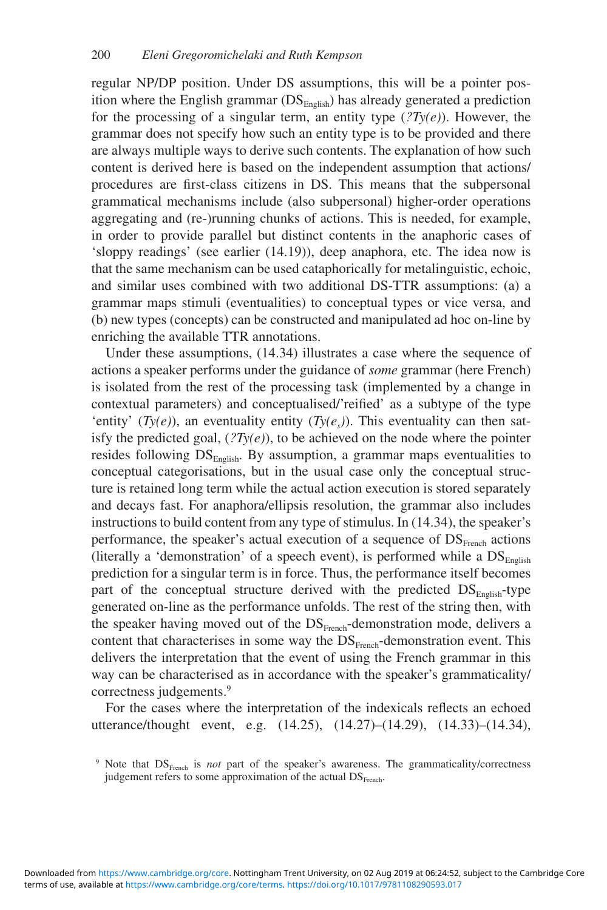regular NP/DP position. Under DS assumptions, this will be a pointer position where the English grammar ($DS_{English}$) has already generated a prediction for the processing of a singular term, an entity type (*?Ty(e)*). However, the grammar does not specify how such an entity type is to be provided and there are always multiple ways to derive such contents. The explanation of how such content is derived here is based on the independent assumption that actions/procedures are first-class citizens in DS. This means that the subpersonal grammatical mechanisms include (also subpersonal) higher-order operations aggregating and (re-)running chunks of actions. This is needed, for example, in order to provide parallel but distinct contents in the anaphoric cases of 'sloppy readings' (see earlier (14.19)), deep anaphora, etc. The idea now is that the same mechanism can be used cataphorically for metalinguistic, echoic, and similar uses combined with two additional DS-TTR assumptions: (a) a grammar maps stimuli (eventualities) to conceptual types or vice versa, and (b) new types (concepts) can be constructed and manipulated ad hoc on-line by enriching the available TTR annotations.

Under these assumptions, (14.34) illustrates a case where the sequence of actions a speaker performs under the guidance of *some* grammar (here French) is isolated from the rest of the processing task (implemented by a change in contextual parameters) and conceptualised/'reified' as a subtype of the type 'entity' (*Ty(e)*), an eventuality entity ($Ty(e_s)$). This eventuality can then satisfy the predicted goal, (*?Ty(e)*), to be achieved on the node where the pointer resides following $DS_{English}$. By assumption, a grammar maps eventualities to conceptual categorisations, but in the usual case only the conceptual structure is retained long term while the actual action execution is stored separately and decays fast. For anaphora/ellipsis resolution, the grammar also includes instructions to build content from any type of stimulus. In (14.34), the speaker's performance, the speaker's actual execution of a sequence of $DS_{French}$ actions (literally a 'demonstration' of a speech event), is performed while a $DS_{English}$ prediction for a singular term is in force. Thus, the performance itself becomes part of the conceptual structure derived with the predicted $DS_{English}$-type generated on-line as the performance unfolds. The rest of the string then, with the speaker having moved out of the $DS_{French}$-demonstration mode, delivers a content that characterises in some way the $DS_{French}$-demonstration event. This delivers the interpretation that the event of using the French grammar in this way can be characterised as in accordance with the speaker's grammaticality/correctness judgements.[9]

For the cases where the interpretation of the indexicals reflects an echoed utterance/thought event, e.g. (14.25), (14.27)–(14.29), (14.33)–(14.34),

[9] Note that $DS_{French}$ is *not* part of the speaker's awareness. The grammaticality/correctness judgement refers to some approximation of the actual $DS_{French}$.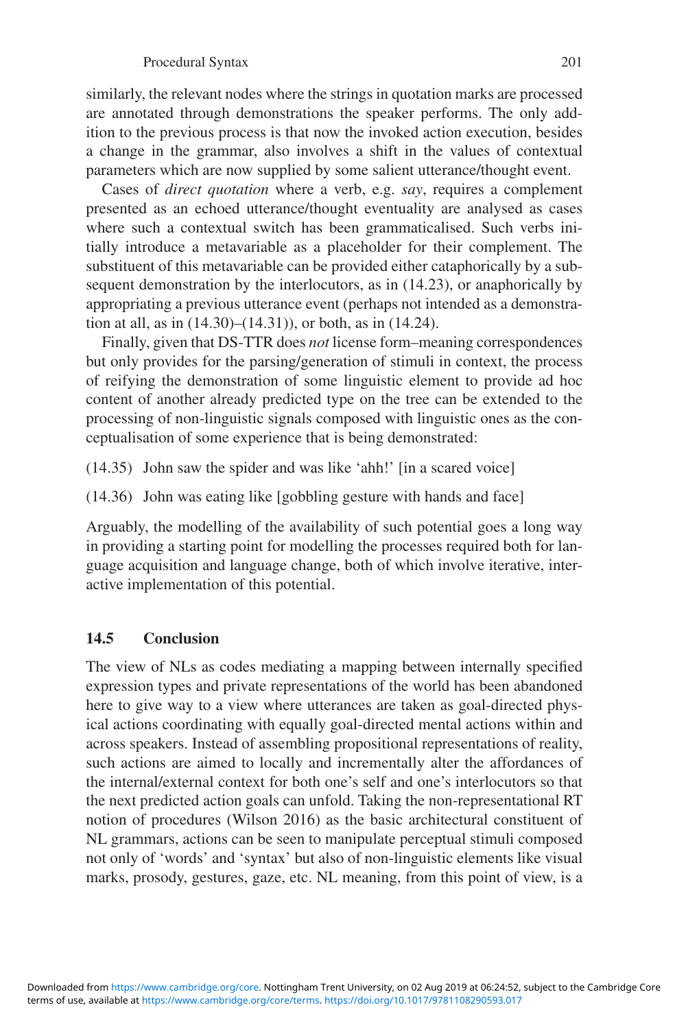similarly, the relevant nodes where the strings in quotation marks are processed are annotated through demonstrations the speaker performs. The only addition to the previous process is that now the invoked action execution, besides a change in the grammar, also involves a shift in the values of contextual parameters which are now supplied by some salient utterance/thought event.

Cases of *direct quotation* where a verb, e.g. *say*, requires a complement presented as an echoed utterance/thought eventuality are analysed as cases where such a contextual switch has been grammaticalised. Such verbs initially introduce a metavariable as a placeholder for their complement. The substituent of this metavariable can be provided either cataphorically by a subsequent demonstration by the interlocutors, as in (14.23), or anaphorically by appropriating a previous utterance event (perhaps not intended as a demonstration at all, as in (14.30)–(14.31)), or both, as in (14.24).

Finally, given that DS-TTR does *not* license form–meaning correspondences but only provides for the parsing/generation of stimuli in context, the process of reifying the demonstration of some linguistic element to provide ad hoc content of another already predicted type on the tree can be extended to the processing of non-linguistic signals composed with linguistic ones as the conceptualisation of some experience that is being demonstrated:

(14.35) John saw the spider and was like 'ahh!' [in a scared voice]

(14.36) John was eating like [gobbling gesture with hands and face]

Arguably, the modelling of the availability of such potential goes a long way in providing a starting point for modelling the processes required both for language acquisition and language change, both of which involve iterative, interactive implementation of this potential.

## 14.5 Conclusion

The view of NLs as codes mediating a mapping between internally specified expression types and private representations of the world has been abandoned here to give way to a view where utterances are taken as goal-directed physical actions coordinating with equally goal-directed mental actions within and across speakers. Instead of assembling propositional representations of reality, such actions are aimed to locally and incrementally alter the affordances of the internal/external context for both one's self and one's interlocutors so that the next predicted action goals can unfold. Taking the non-representational RT notion of procedures (Wilson 2016) as the basic architectural constituent of NL grammars, actions can be seen to manipulate perceptual stimuli composed not only of 'words' and 'syntax' but also of non-linguistic elements like visual marks, prosody, gestures, gaze, etc. NL meaning, from this point of view, is a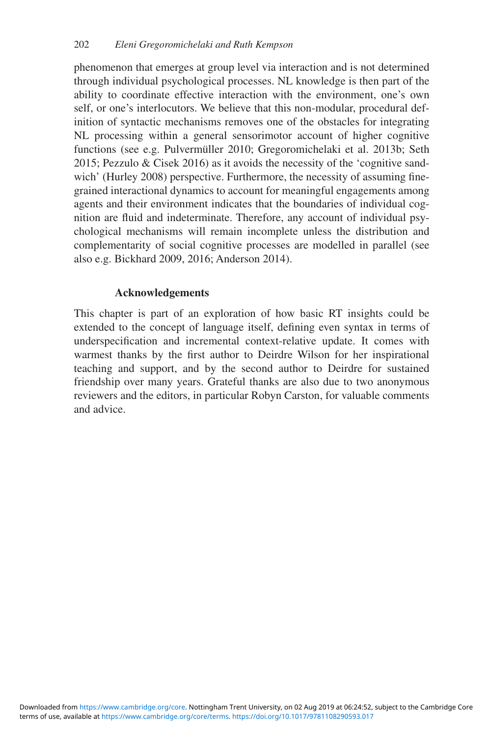phenomenon that emerges at group level via interaction and is not determined through individual psychological processes. NL knowledge is then part of the ability to coordinate effective interaction with the environment, one's own self, or one's interlocutors. We believe that this non-modular, procedural definition of syntactic mechanisms removes one of the obstacles for integrating NL processing within a general sensorimotor account of higher cognitive functions (see e.g. Pulvermüller 2010; Gregoromichelaki et al. 2013b; Seth 2015; Pezzulo & Cisek 2016) as it avoids the necessity of the 'cognitive sandwich' (Hurley 2008) perspective. Furthermore, the necessity of assuming fine-grained interactional dynamics to account for meaningful engagements among agents and their environment indicates that the boundaries of individual cognition are fluid and indeterminate. Therefore, any account of individual psychological mechanisms will remain incomplete unless the distribution and complementarity of social cognitive processes are modelled in parallel (see also e.g. Bickhard 2009, 2016; Anderson 2014).

## Acknowledgements

This chapter is part of an exploration of how basic RT insights could be extended to the concept of language itself, defining even syntax in terms of underspecification and incremental context-relative update. It comes with warmest thanks by the first author to Deirdre Wilson for her inspirational teaching and support, and by the second author to Deirdre for sustained friendship over many years. Grateful thanks are also due to two anonymous reviewers and the editors, in particular Robyn Carston, for valuable comments and advice.